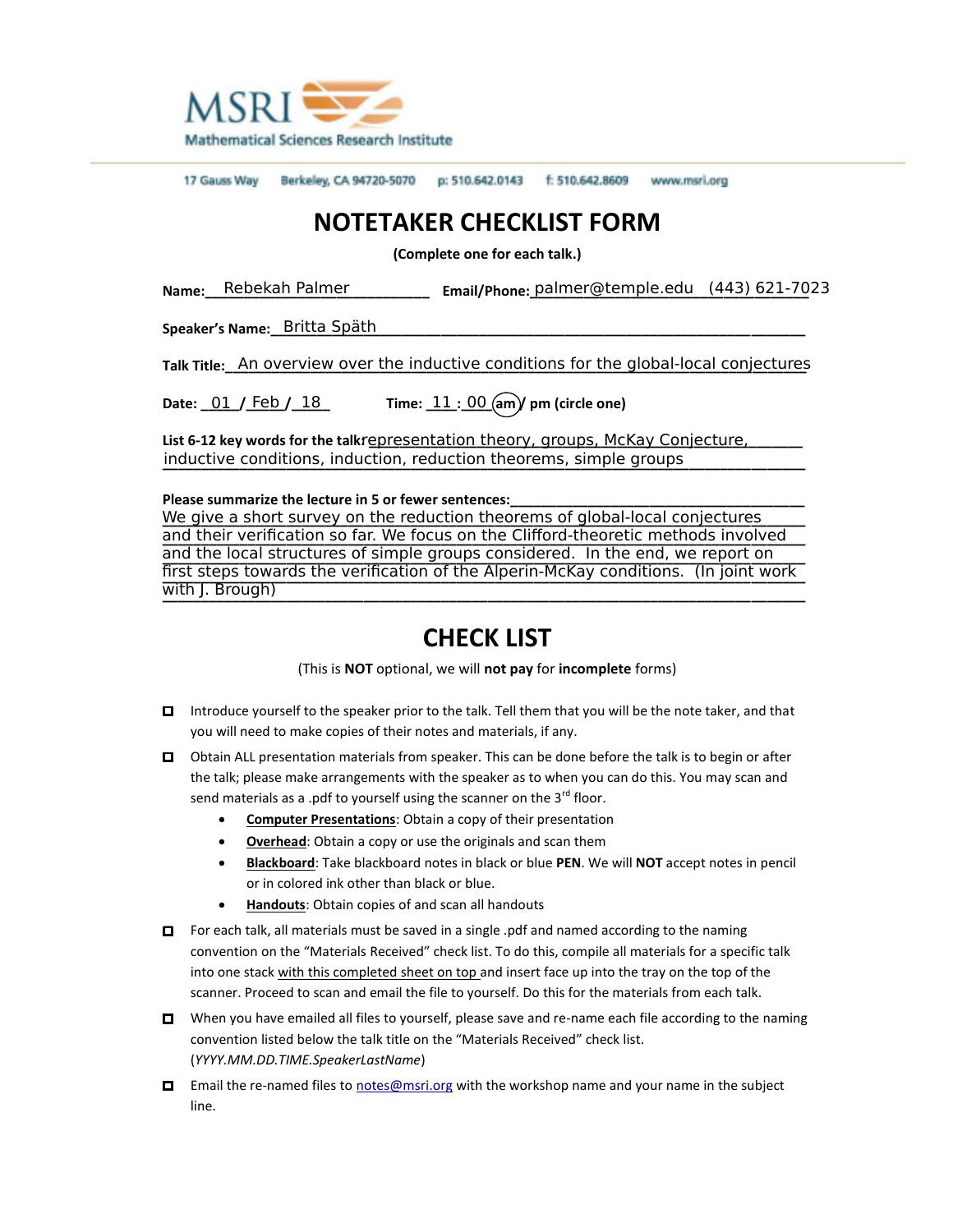MSRI
Mathematical Sciences Research Institute

17 Gauss Way Berkeley, CA 94720-5070 p: 510.642.0143 f: 510.642.8609 www.msri.org

# NOTETAKER CHECKLIST FORM

**(Complete one for each talk.)**

**Name:** Rebekah Palmer **Email/Phone:** palmer@temple.edu (443) 621-7023

**Speaker's Name:** Britta Späth

**Talk Title:** An overview over the inductive conditions for the global-local conjectures

**Date:** 01 / Feb / 18 **Time:** 11 : 00 (am) / pm (circle one)

**List 6-12 key words for the talk:** representation theory, groups, McKay Conjecture, inductive conditions, induction, reduction theorems, simple groups

**Please summarize the lecture in 5 or fewer sentences:**
We give a short survey on the reduction theorems of global-local conjectures and their verification so far. We focus on the Clifford-theoretic methods involved and the local structures of simple groups considered. In the end, we report on first steps towards the verification of the Alperin-McKay conditions. (In joint work with J. Brough)

# CHECK LIST

(This is **NOT** optional, we will **not pay** for **incomplete** forms)

- ☐ Introduce yourself to the speaker prior to the talk. Tell them that you will be the note taker, and that you will need to make copies of their notes and materials, if any.
- ☐ Obtain ALL presentation materials from speaker. This can be done before the talk is to begin or after the talk; please make arrangements with the speaker as to when you can do this. You may scan and send materials as a .pdf to yourself using the scanner on the 3rd floor.
  - **Computer Presentations**: Obtain a copy of their presentation
  - **Overhead**: Obtain a copy or use the originals and scan them
  - **Blackboard**: Take blackboard notes in black or blue **PEN**. We will **NOT** accept notes in pencil or in colored ink other than black or blue.
  - **Handouts**: Obtain copies of and scan all handouts
- ☐ For each talk, all materials must be saved in a single .pdf and named according to the naming convention on the "Materials Received" check list. To do this, compile all materials for a specific talk into one stack with this completed sheet on top and insert face up into the tray on the top of the scanner. Proceed to scan and email the file to yourself. Do this for the materials from each talk.
- ☐ When you have emailed all files to yourself, please save and re-name each file according to the naming convention listed below the talk title on the "Materials Received" check list. (*YYYY.MM.DD.TIME.SpeakerLastName*)
- ☐ Email the re-named files to notes@msri.org with the workshop name and your name in the subject line.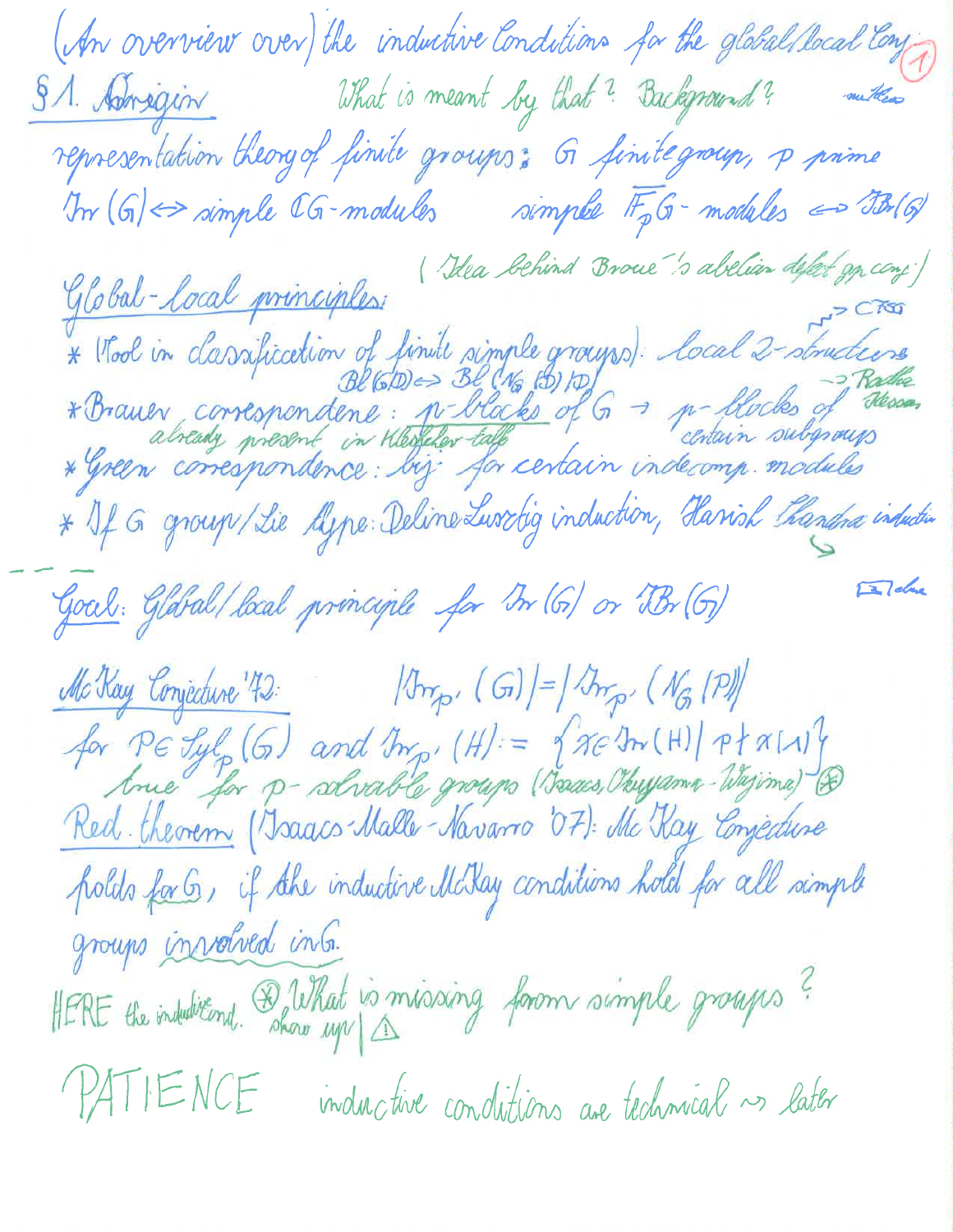(An overview over) the inductive conditions for the global/local conj.

§1. Origin — What is meant by that? Background? — motiv.

representation theory of finite groups: $G$ finite group, $p$ prime

$\mathrm{Irr}(G) \Leftrightarrow$ simple $\mathbb{C}G$-modules    simple $\overline{\mathbb{F}}_p G$-modules $\Leftrightarrow \mathrm{IBr}(G)$

(Idea behind Broué's abelian defect gp conj.)

Global-local principles:

* (Tool in classification of finite simple groups): local 2-structures ⇝ CFSG
* Brauer correspondence: $\mathrm{Bl}(G|D) \Leftrightarrow \mathrm{Bl}(N_G(D)|D)$ — $p$-blocks of $G \to p$-blocks of certain subgroups → Radha Kessar; already present in Klesher-talk
* Green correspondence: bij. for certain indecomp. modules
* If $G$ group/Lie type: Deligne-Lusztig induction, Harish Chandra induction

Goal: Global/local principle for $\mathrm{Irr}(G)$ or $\mathrm{IBr}(G)$ — Dade

McKay Conjecture '72: $|\mathrm{Irr}_{p'}(G)| = |\mathrm{Irr}_{p'}(N_G(P))|$

for $P \in \mathrm{Syl}_p(G)$ and $\mathrm{Irr}_{p'}(H) := \{\chi \in \mathrm{Irr}(H) \mid p \nmid \chi(1)\}$

true for $p$-solvable groups (Isaacs, Okuyama-Wajima) ⊛

Red. theorem (Isaacs-Malle-Navarro '07): McKay Conjecture holds for $G$, if the inductive McKay conditions hold for all simple groups involved in $G$.

HERE the inductive cond. show up! ⊛ What is missing from simple groups? ⚠

PATIENCE — inductive conditions are technical ⇝ later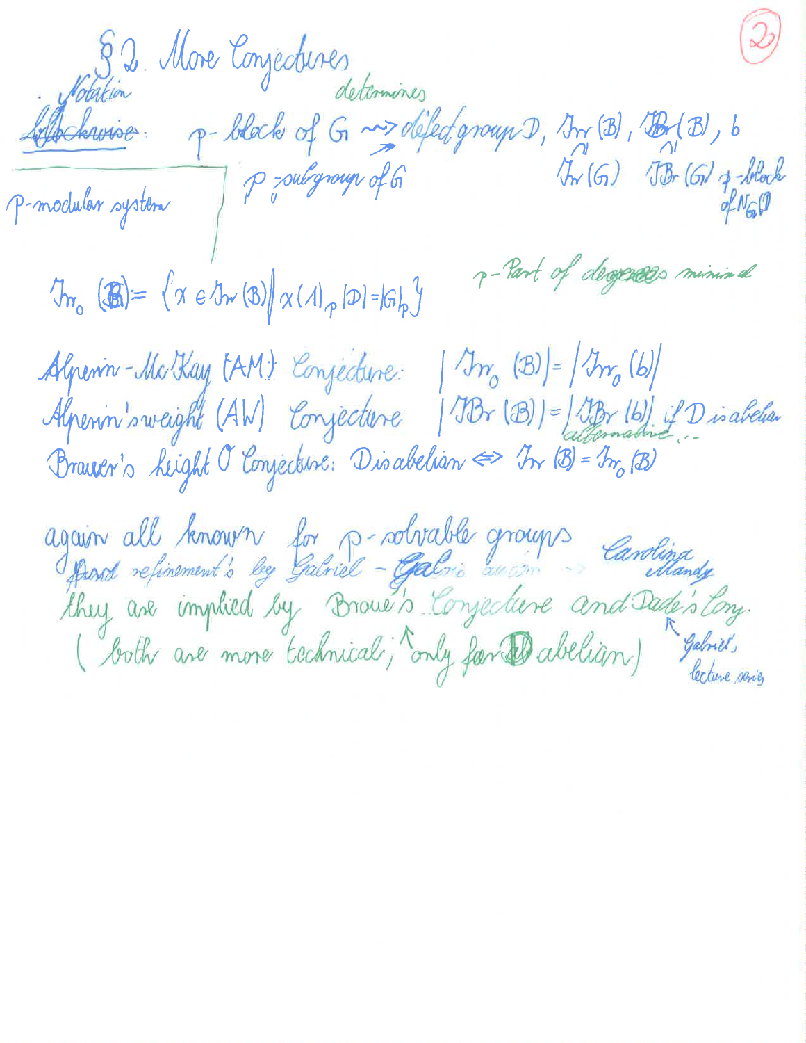## §2. More Conjectures

Notation

~~Blockwise~~: $p$-block of $G \rightsquigarrow$ (determines) defect group $D$, $\mathrm{Irr}(B)$, $\mathrm{IBr}(B)$, $b$

$D$ = $p$-subgroup of $G$ ; $\mathrm{Irr}(B) \subseteq \mathrm{Irr}(G)$ ; $\mathrm{IBr}(B) \subseteq \mathrm{IBr}(G)$ ; $b$ = $p$-block of $N_G(D)$

$p$-modular system

$$\mathrm{Irr}_0(B) = \{\chi \in \mathrm{Irr}(B) \mid \chi(1)_p |D| = |G|_p\}$$

$p$-Part of degrees minimal

Alperin–McKay (AM) Conjecture: $|\mathrm{Irr}_0(B)| = |\mathrm{Irr}_0(b)|$

Alperin's weight (AW) Conjecture $|\mathrm{IBr}(B)| = |\mathrm{IBr}(b)|$ if $D$ is abelian (alternative ...)

Brauer's height 0 Conjecture: $D$ is abelian $\Leftrightarrow$ $\mathrm{Irr}(B) = \mathrm{Irr}_0(B)$

again all known for $p$-solvable groups

and refinement's by Gabriel - Galois autom. → Carolina Vallejo, Mandy

they are implied by Broué's Conjecture and Dade's Conj. (← Gabriel, lecture series)

(both are more technical; only for $D$ abelian)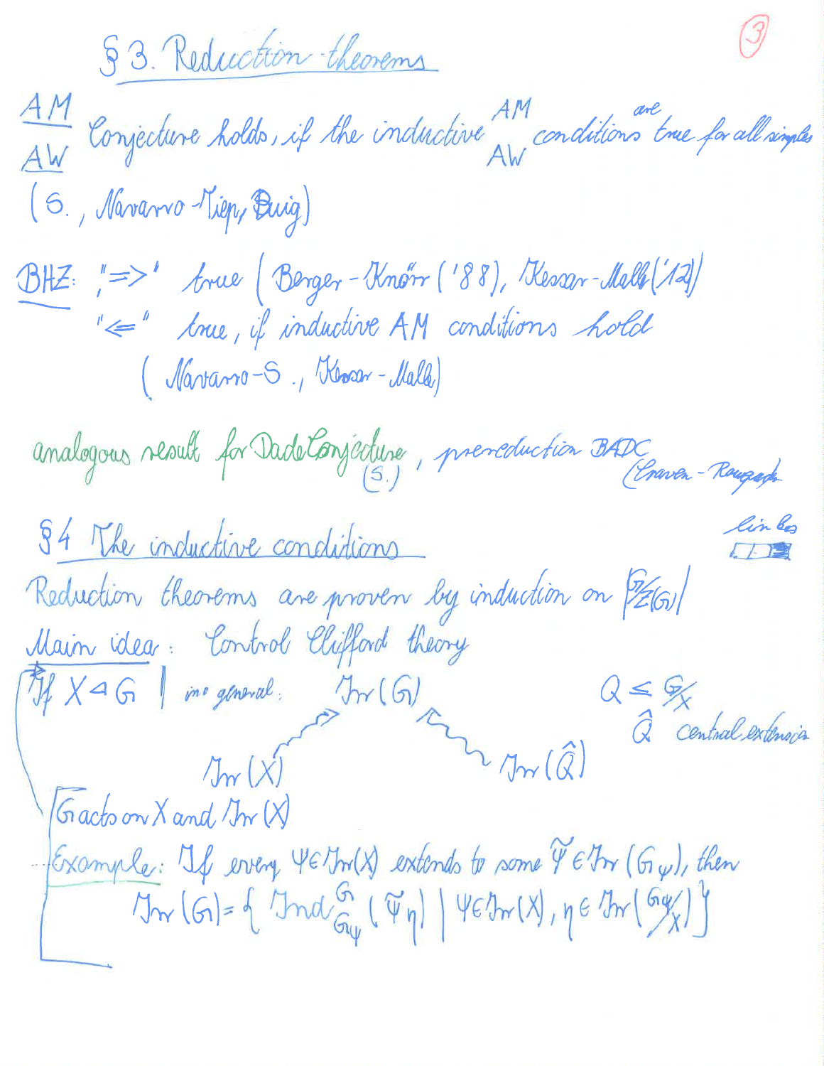# § 3. Reduction theorems

$\frac{AM}{AW}$ Conjecture holds, if the inductive $\frac{AM}{AW}$ conditions are true for all simples (S., Navarro-Tiep, Puig)

BHZ: "$\Rightarrow$" true (Berger-Knörr ('88), Kessar-Malle ('12))
"$\Leftarrow$" true, if inductive AM conditions hold (Navarro-S., Kessar-Malle)

analogous result for Dade Conjecture (S.), prereduction BADC (Craven-Rouquier)

## § 4 The inductive conditions

Reduction theorems are proven by induction on $|G/Z(G)|$

Main idea: Control Clifford theory

If $X \lhd G$ | in general: $\mathrm{Irr}(G)$, $\mathrm{Irr}(X)$, $\mathrm{Irr}(\hat{Q})$, $Q \leq G/X$, $\hat{Q}$ central extension

G acts on X and $\mathrm{Irr}(X)$

Example: If every $\psi \in \mathrm{Irr}(X)$ extends to some $\tilde{\psi} \in \mathrm{Irr}(G_\psi)$, then
$$\mathrm{Irr}(G) = \{ \mathrm{Ind}_{G_\psi}^{G} (\tilde{\psi}\eta) \mid \psi \in \mathrm{Irr}(X), \eta \in \mathrm{Irr}(G_\psi / X) \}$$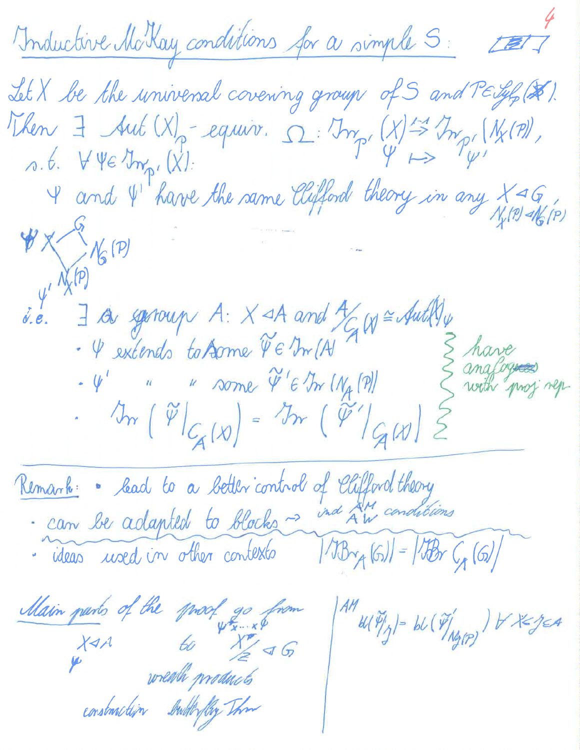## Inductive McKay conditions for a simple $S$:

Let $X$ be the universal covering group of $S$ and $P \in \mathrm{Syl}_p(X)$.
Then $\exists$ $\mathrm{Aut}(X)_P$-equiv. $\Omega: \mathrm{Irr}_{p'}(X) \xrightarrow{1:1} \mathrm{Irr}_{p'}(N_X(P))$, $\psi \mapsto \psi'$

s.t. $\forall \psi \in \mathrm{Irr}_{p'}(X)$:

$\psi$ and $\psi'$ have the same Clifford theory in any $X \lhd G$, $N_X(P) \lhd N_G(P)$

$$\psi \; X \lhd G, \quad X \text{---} N_X(P) \;\psi', \quad G \text{---} N_G(P), \quad N_X(P) \text{---} N_G(P)$$

i.e. $\exists$ a group $A$: $X \lhd A$ and $A/C_A(X) \cong \mathrm{Aut}(X)_\psi$

- $\psi$ extends to some $\tilde{\psi} \in \mathrm{Irr}(A)$
- $\psi'$ extends to some $\tilde{\psi}' \in \mathrm{Irr}(N_A(P))$
- $\mathrm{Irr}(\tilde{\psi}|_{C_A(X)}) = \mathrm{Irr}(\tilde{\psi}'|_{C_A(X)})$

} have analogues with proj rep.

---

**Remark:**
- lead to a better control of Clifford theory
- can be adapted to blocks $\rightarrow$ ind AM AW conditions
- ideas used in other contexts $\quad |\mathrm{IBr}_A(G)| = |\mathrm{IBr}\, C_A(G)|$

AM: $bl(\tilde{\psi}|_J) = bl(\tilde{\psi}'|_{N_J(P)})$ $\forall X \leq J \leq A$

Main parts of the proof go from $X \lhd A$ ($\psi$) to $X^r/Z \lhd G$ ($\psi \times \dots \times \psi$)

wreath products

construction Butterfly Thm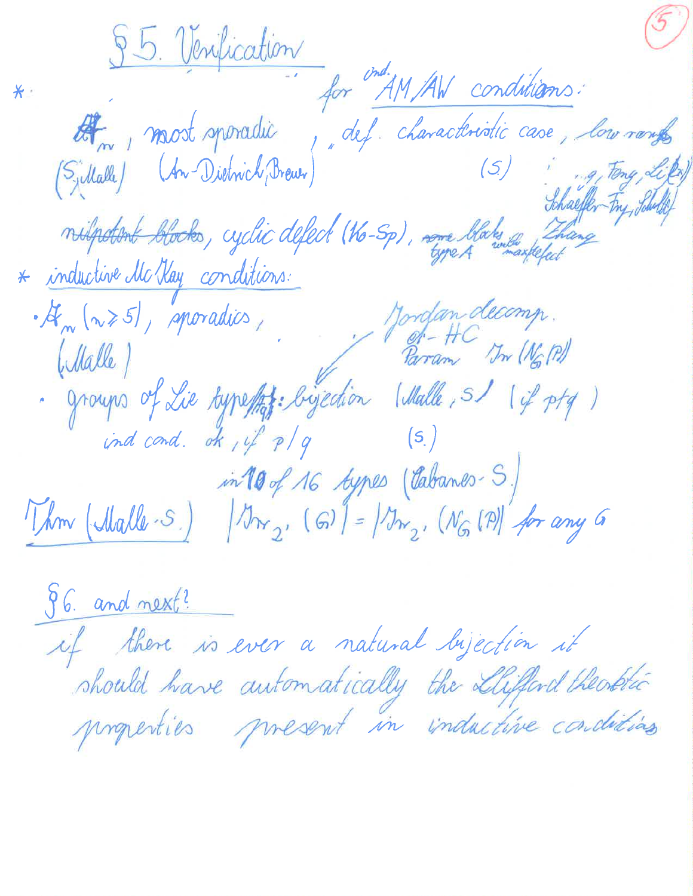## §5. Verification

\* for $^{\text{ind.}}$AM/AW conditions:

$\mathfrak{A}_n$, most sporadic, def. characteristic case, low ranks
(S, Malle) (An-Dietrich, Breuer) (S) e.g. Feng, Li (Li), Schaeffer-Fry, Schulte, Zhang

~~nilpotent blocks~~, cyclic defect (Ko-Sp), ~~some~~ blocks of type A with maxdefect

\* inductive McKay conditions:

- $\mathfrak{A}_n$ $(n \geq 5)$, sporadics,
  (Malle)
- groups of Lie type: bijection (Malle, S) (if $p \nmid q$)
  Jordan decomp. of HC Param $\mathrm{Irr}(N_G(P))$
  ind cond. ok, if $p \mid q$ (S.)
  in 10 of 16 types (Cabanes-S.)

Thm (Malle-S.) $|\mathrm{Irr}_{2'}(G)| = |\mathrm{Irr}_{2'}(N_G(P))|$ for any $G$

## §6. and next?

if there is ever a natural bijection it should have automatically the Clifford theoretic properties present in inductive conditions